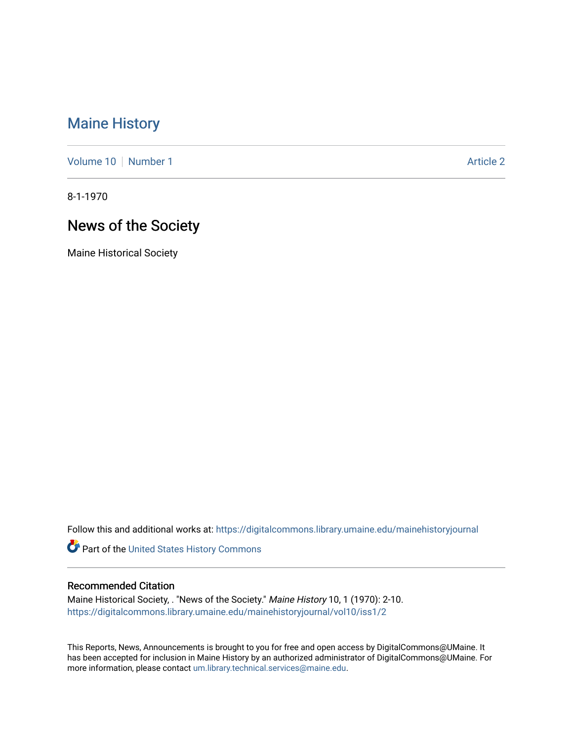# Maine History

Volume 10 | Number 1 | Article 2

8-1-1970

## News of the Society

Maine Historical Society

Follow this and additional works at: https://digitalcommons.library.umaine.edu/mainehistoryjournal

Part of the United States History Commons

### Recommended Citation

Maine Historical Society, . "News of the Society." *Maine History* 10, 1 (1970): 2-10.
https://digitalcommons.library.umaine.edu/mainehistoryjournal/vol10/iss1/2

This Reports, News, Announcements is brought to you for free and open access by DigitalCommons@UMaine. It has been accepted for inclusion in Maine History by an authorized administrator of DigitalCommons@UMaine. For more information, please contact um.library.technical.services@maine.edu.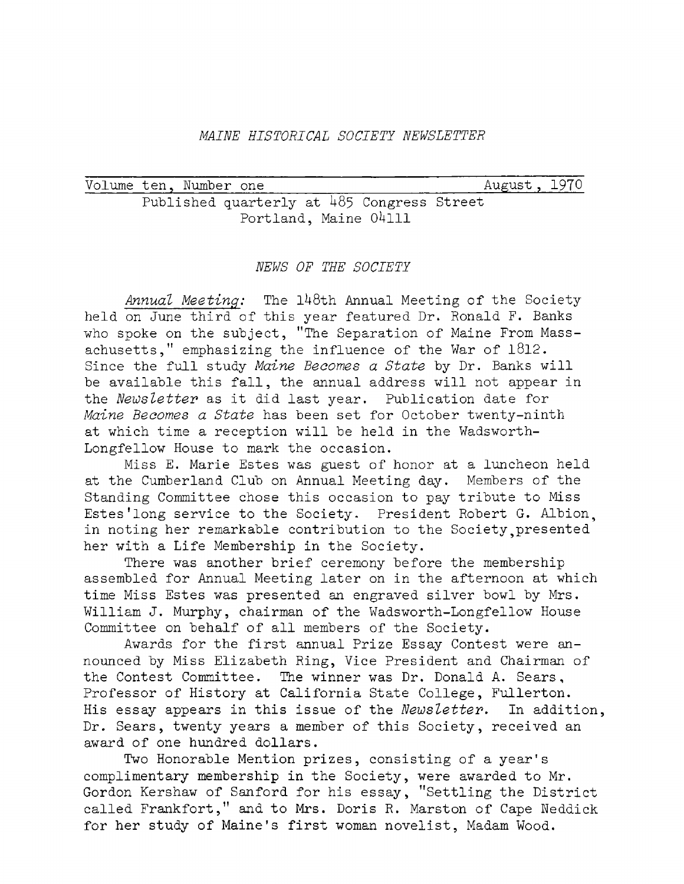*MAINE HISTORICAL SOCIETY NEWSLETTER*

Volume ten, Number one — August, 1970

Published quarterly at 485 Congress Street
Portland, Maine 04111

## *NEWS OF THE SOCIETY*

*Annual Meeting:* The 148th Annual Meeting of the Society held on June third of this year featured Dr. Ronald F. Banks who spoke on the subject, "The Separation of Maine From Massachusetts," emphasizing the influence of the War of 1812. Since the full study *Maine Becomes a State* by Dr. Banks will be available this fall, the annual address will not appear in the *Newsletter* as it did last year. Publication date for *Maine Becomes a State* has been set for October twenty-ninth at which time a reception will be held in the Wadsworth-Longfellow House to mark the occasion.

Miss E. Marie Estes was guest of honor at a luncheon held at the Cumberland Club on Annual Meeting day. Members of the Standing Committee chose this occasion to pay tribute to Miss Estes'long service to the Society. President Robert G. Albion, in noting her remarkable contribution to the Society,presented her with a Life Membership in the Society.

There was another brief ceremony before the membership assembled for Annual Meeting later on in the afternoon at which time Miss Estes was presented an engraved silver bowl by Mrs. William J. Murphy, chairman of the Wadsworth-Longfellow House Committee on behalf of all members of the Society.

Awards for the first annual Prize Essay Contest were announced by Miss Elizabeth Ring, Vice President and Chairman of the Contest Committee. The winner was Dr. Donald A. Sears, Professor of History at California State College, Fullerton. His essay appears in this issue of the *Newsletter*. In addition, Dr. Sears, twenty years a member of this Society, received an award of one hundred dollars.

Two Honorable Mention prizes, consisting of a year's complimentary membership in the Society, were awarded to Mr. Gordon Kershaw of Sanford for his essay, "Settling the District called Frankfort," and to Mrs. Doris R. Marston of Cape Neddick for her study of Maine's first woman novelist, Madam Wood.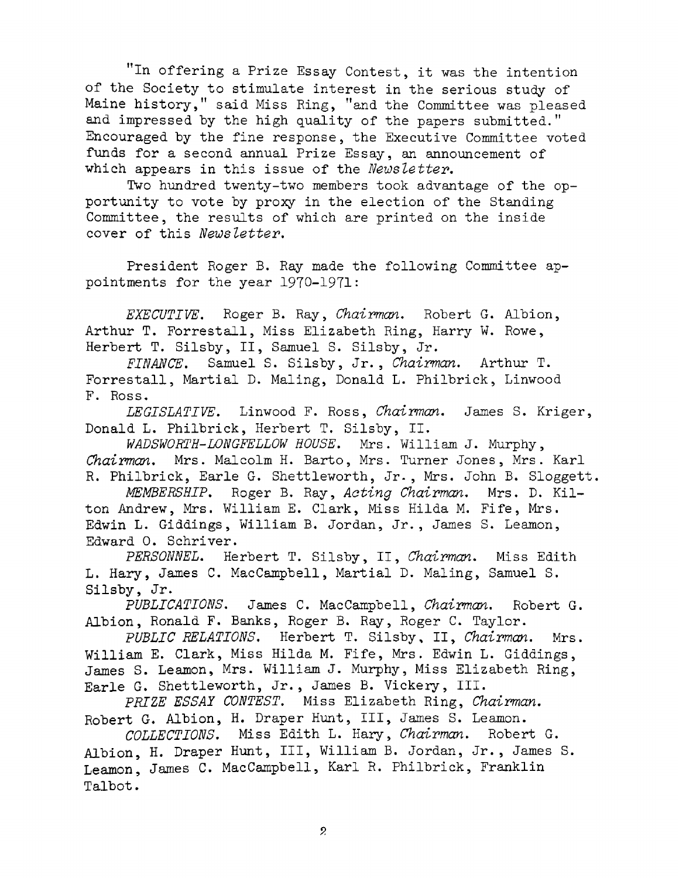"In offering a Prize Essay Contest, it was the intention of the Society to stimulate interest in the serious study of Maine history," said Miss Ring, "and the Committee was pleased and impressed by the high quality of the papers submitted." Encouraged by the fine response, the Executive Committee voted funds for a second annual Prize Essay, an announcement of which appears in this issue of the *Newsletter*.

Two hundred twenty-two members took advantage of the opportunity to vote by proxy in the election of the Standing Committee, the results of which are printed on the inside cover of this *Newsletter*.

President Roger B. Ray made the following Committee appointments for the year 1970-1971:

*EXECUTIVE*. Roger B. Ray, *Chairman*. Robert G. Albion, Arthur T. Forrestall, Miss Elizabeth Ring, Harry W. Rowe, Herbert T. Silsby, II, Samuel S. Silsby, Jr.

*FINANCE*. Samuel S. Silsby, Jr., *Chairman*. Arthur T. Forrestall, Martial D. Maling, Donald L. Philbrick, Linwood F. Ross.

*LEGISLATIVE*. Linwood F. Ross, *Chairman*. James S. Kriger, Donald L. Philbrick, Herbert T. Silsby, II.

*WADSWORTH-LONGFELLOW HOUSE*. Mrs. William J. Murphy, *Chairman*. Mrs. Malcolm H. Barto, Mrs. Turner Jones, Mrs. Karl R. Philbrick, Earle G. Shettleworth, Jr., Mrs. John B. Sloggett.

*MEMBERSHIP*. Roger B. Ray, *Acting Chairman*. Mrs. D. Kilton Andrew, Mrs. William E. Clark, Miss Hilda M. Fife, Mrs. Edwin L. Giddings, William B. Jordan, Jr., James S. Leamon, Edward O. Schriver.

*PERSONNEL*. Herbert T. Silsby, II, *Chairman*. Miss Edith L. Hary, James C. MacCampbell, Martial D. Maling, Samuel S. Silsby, Jr.

*PUBLICATIONS*. James C. MacCampbell, *Chairman*. Robert G. Albion, Ronald F. Banks, Roger B. Ray, Roger C. Taylor.

*PUBLIC RELATIONS*. Herbert T. Silsby, II, *Chairman*. Mrs. William E. Clark, Miss Hilda M. Fife, Mrs. Edwin L. Giddings, James S. Leamon, Mrs. William J. Murphy, Miss Elizabeth Ring, Earle G. Shettleworth, Jr., James B. Vickery, III.

*PRIZE ESSAY CONTEST*. Miss Elizabeth Ring, *Chairman*. Robert G. Albion, H. Draper Hunt, III, James S. Leamon.

*COLLECTIONS*. Miss Edith L. Hary, *Chairman*. Robert G. Albion, H. Draper Hunt, III, William B. Jordan, Jr., James S. Leamon, James C. MacCampbell, Karl R. Philbrick, Franklin Talbot.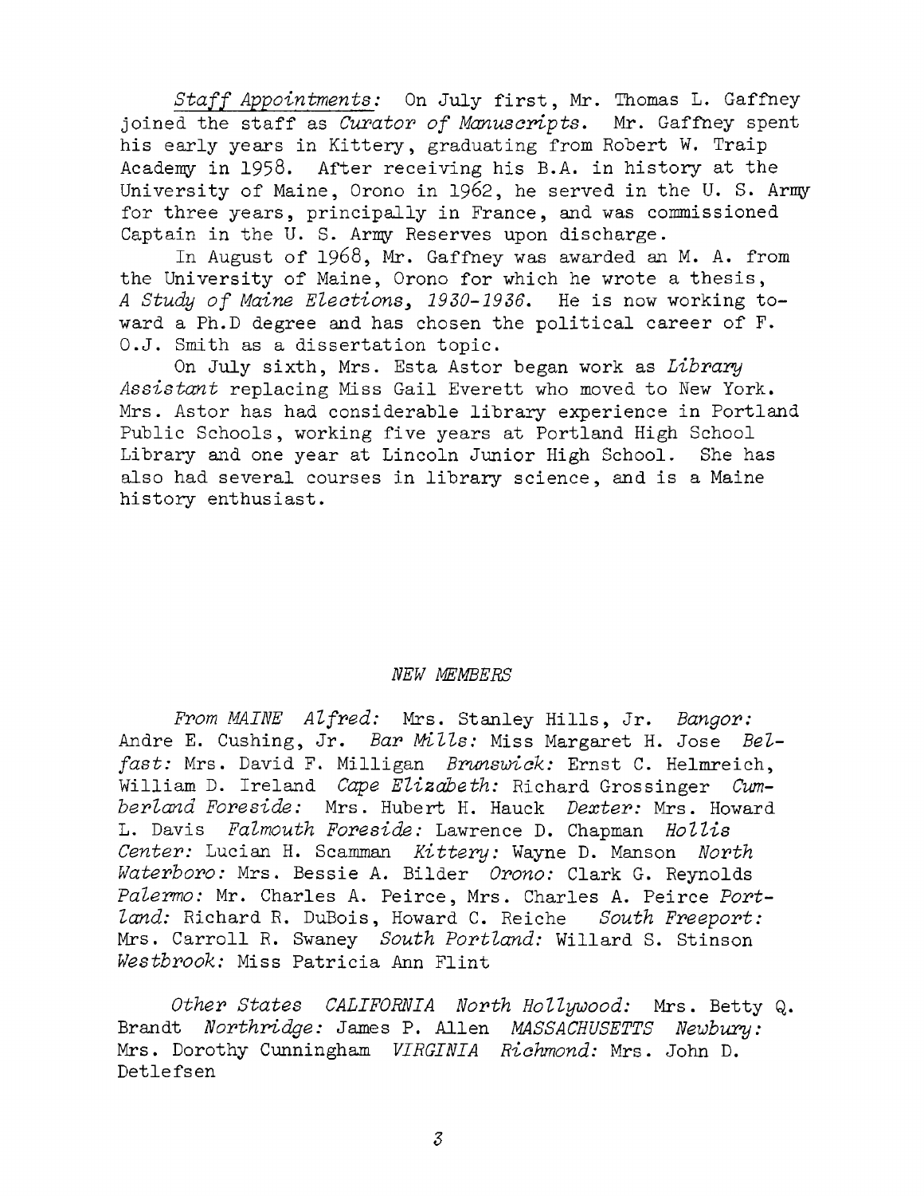*Staff Appointments:* On July first, Mr. Thomas L. Gaffney joined the staff as *Curator of Manuscripts*. Mr. Gaffney spent his early years in Kittery, graduating from Robert W. Traip Academy in 1958. After receiving his B.A. in history at the University of Maine, Orono in 1962, he served in the U. S. Army for three years, principally in France, and was commissioned Captain in the U. S. Army Reserves upon discharge.

In August of 1968, Mr. Gaffney was awarded an M. A. from the University of Maine, Orono for which he wrote a thesis, *A Study of Maine Elections, 1930-1936*. He is now working toward a Ph.D degree and has chosen the political career of F. O.J. Smith as a dissertation topic.

On July sixth, Mrs. Esta Astor began work as *Library Assistant* replacing Miss Gail Everett who moved to New York. Mrs. Astor has had considerable library experience in Portland Public Schools, working five years at Portland High School Library and one year at Lincoln Junior High School. She has also had several courses in library science, and is a Maine history enthusiast.

## *NEW MEMBERS*

*From MAINE Alfred:* Mrs. Stanley Hills, Jr. *Bangor:* Andre E. Cushing, Jr. *Bar Mills:* Miss Margaret H. Jose *Belfast:* Mrs. David F. Milligan *Brunswick:* Ernst C. Helmreich, William D. Ireland *Cape Elizabeth:* Richard Grossinger *Cumberland Foreside:* Mrs. Hubert H. Hauck *Dexter:* Mrs. Howard L. Davis *Falmouth Foreside:* Lawrence D. Chapman *Hollis Center:* Lucian H. Scamman *Kittery:* Wayne D. Manson *North Waterboro:* Mrs. Bessie A. Bilder *Orono:* Clark G. Reynolds *Palermo:* Mr. Charles A. Peirce, Mrs. Charles A. Peirce *Portland:* Richard R. DuBois, Howard C. Reiche *South Freeport:* Mrs. Carroll R. Swaney *South Portland:* Willard S. Stinson *Westbrook:* Miss Patricia Ann Flint

*Other States CALIFORNIA North Hollywood:* Mrs. Betty Q. Brandt *Northridge:* James P. Allen *MASSACHUSETTS Newbury:* Mrs. Dorothy Cunningham *VIRGINIA Richmond:* Mrs. John D. Detlefsen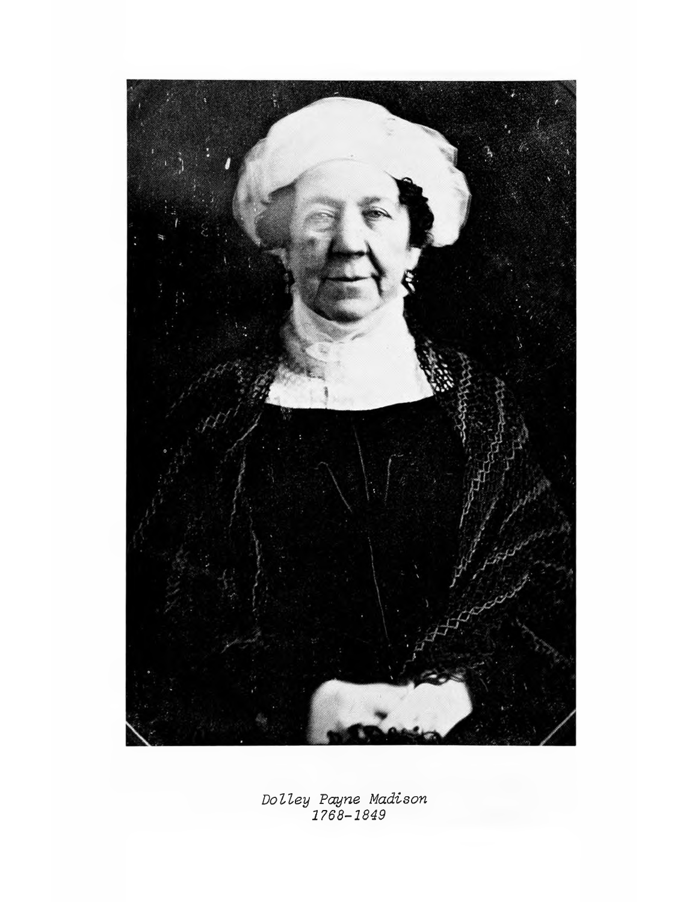*Dolley Payne Madison*
*1768–1849*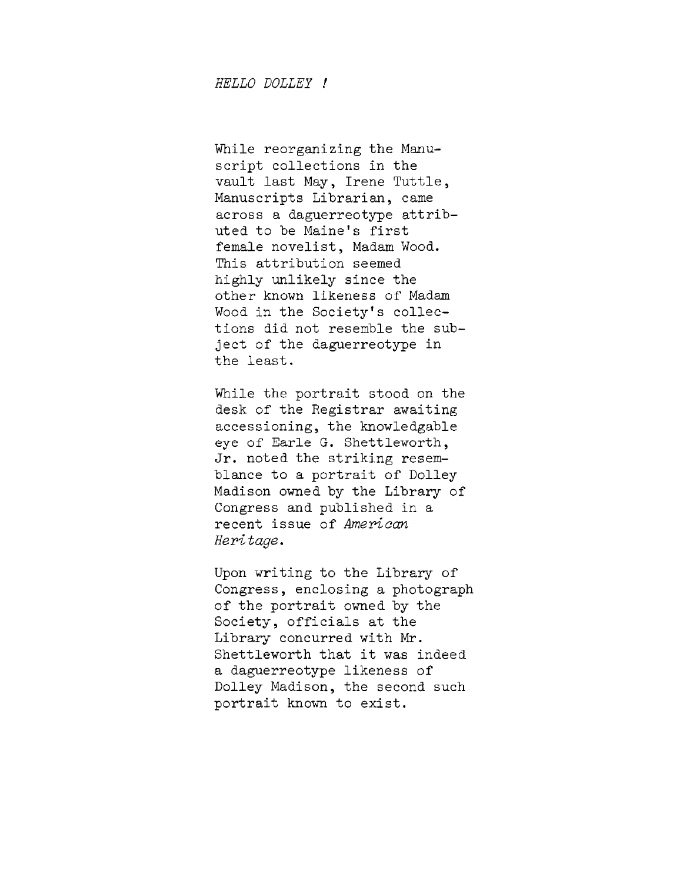*HELLO DOLLEY !*

While reorganizing the Manuscript collections in the vault last May, Irene Tuttle, Manuscripts Librarian, came across a daguerreotype attributed to be Maine's first female novelist, Madam Wood. This attribution seemed highly unlikely since the other known likeness of Madam Wood in the Society's collections did not resemble the subject of the daguerreotype in the least.

While the portrait stood on the desk of the Registrar awaiting accessioning, the knowledgable eye of Earle G. Shettleworth, Jr. noted the striking resemblance to a portrait of Dolley Madison owned by the Library of Congress and published in a recent issue of *American Heritage*.

Upon writing to the Library of Congress, enclosing a photograph of the portrait owned by the Society, officials at the Library concurred with Mr. Shettleworth that it was indeed a daguerreotype likeness of Dolley Madison, the second such portrait known to exist.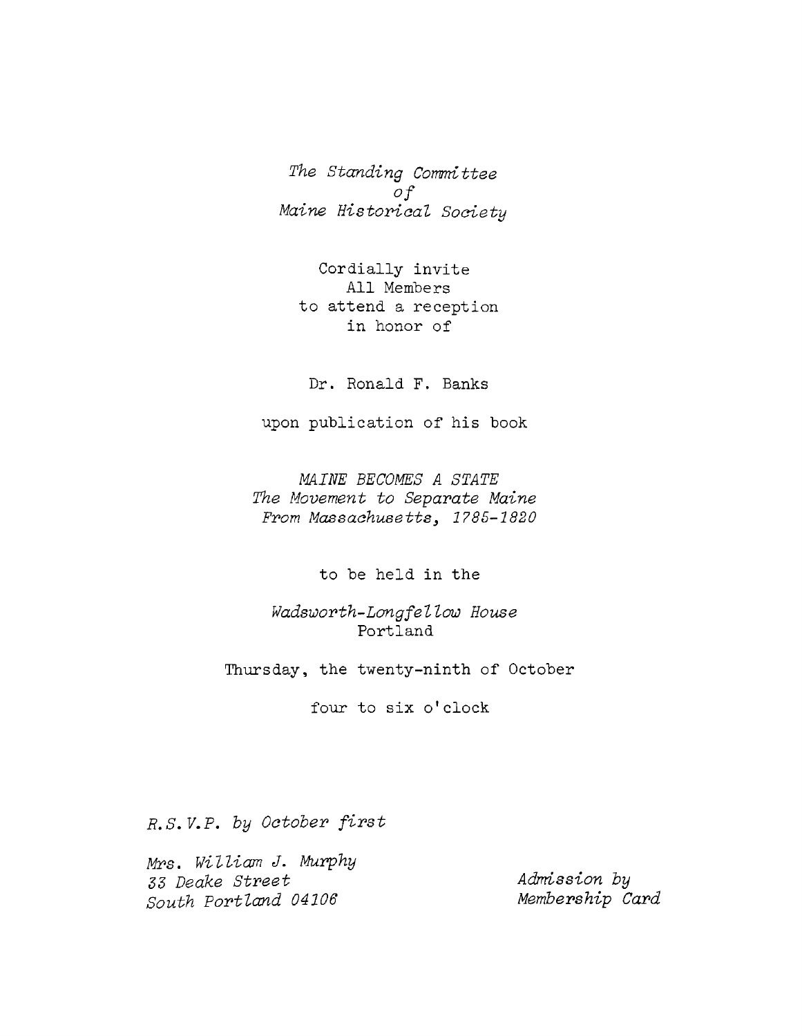*The Standing Committee*
*of*
*Maine Historical Society*

Cordially invite
All Members
to attend a reception
in honor of

Dr. Ronald F. Banks

upon publication of his book

*MAINE BECOMES A STATE*
*The Movement to Separate Maine*
*From Massachusetts, 1785-1820*

to be held in the

*Wadsworth-Longfellow House*
Portland

Thursday, the twenty-ninth of October

four to six o'clock

*R.S.V.P. by October first*

*Mrs. William J. Murphy*
*33 Deake Street*
*South Portland 04106*

*Admission by*
*Membership Card*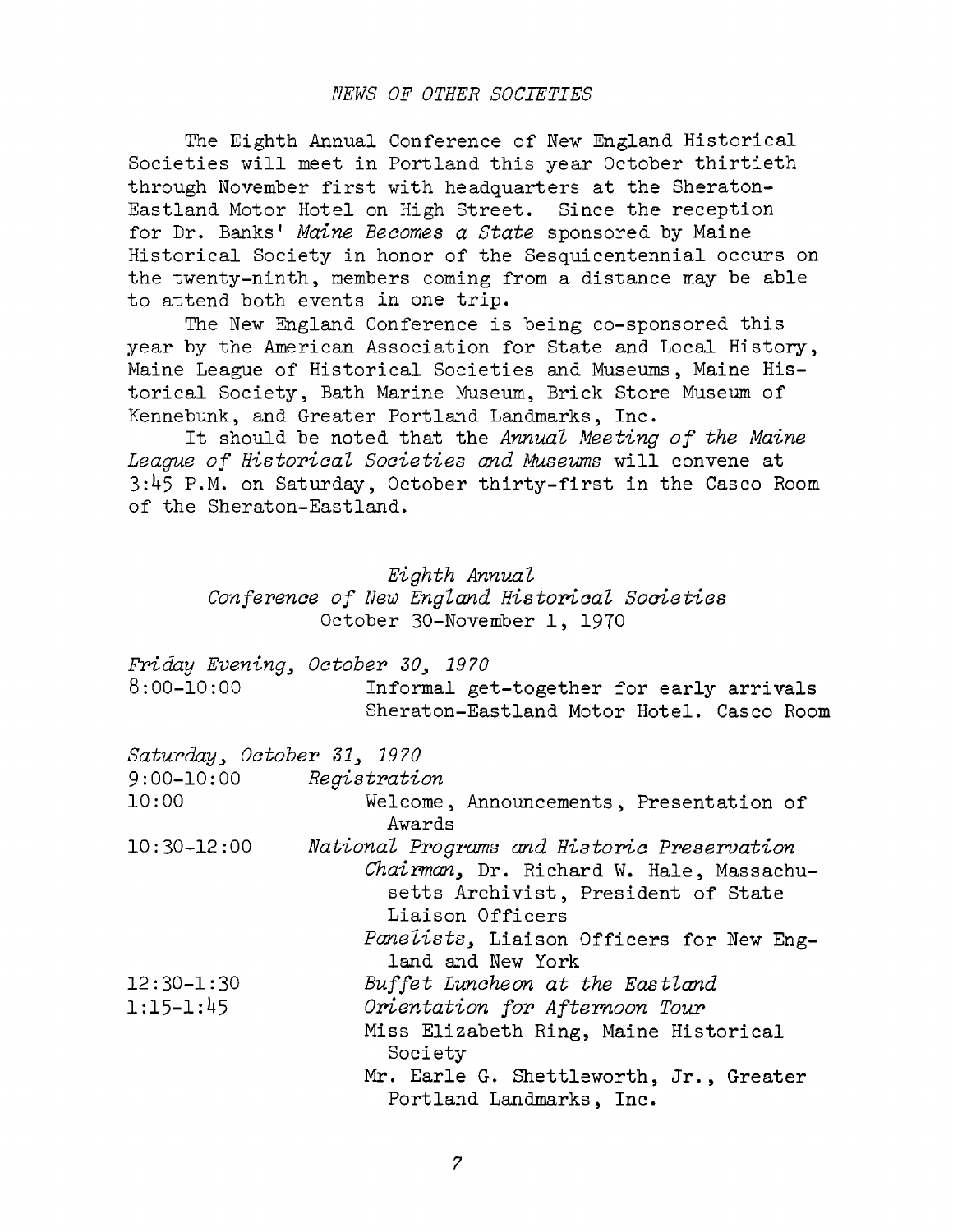## *NEWS OF OTHER SOCIETIES*

The Eighth Annual Conference of New England Historical Societies will meet in Portland this year October thirtieth through November first with headquarters at the Sheraton-Eastland Motor Hotel on High Street. Since the reception for Dr. Banks' *Maine Becomes a State* sponsored by Maine Historical Society in honor of the Sesquicentennial occurs on the twenty-ninth, members coming from a distance may be able to attend both events in one trip.

The New England Conference is being co-sponsored this year by the American Association for State and Local History, Maine League of Historical Societies and Museums, Maine Historical Society, Bath Marine Museum, Brick Store Museum of Kennebunk, and Greater Portland Landmarks, Inc.

It should be noted that the *Annual Meeting of the Maine League of Historical Societies and Museums* will convene at 3:45 P.M. on Saturday, October thirty-first in the Casco Room of the Sheraton-Eastland.

### *Eighth Annual*
### *Conference of New England Historical Societies*
October 30-November 1, 1970

*Friday Evening, October 30, 1970*

8:00-10:00 — Informal get-together for early arrivals, Sheraton-Eastland Motor Hotel. Casco Room

*Saturday, October 31, 1970*

9:00-10:00 — *Registration*

10:00 — Welcome, Announcements, Presentation of Awards

10:30-12:00 — *National Programs and Historic Preservation*
- *Chairman,* Dr. Richard W. Hale, Massachusetts Archivist, President of State Liaison Officers
- *Panelists,* Liaison Officers for New England and New York

12:30-1:30 — *Buffet Luncheon at the Eastland*

1:15-1:45 — *Orientation for Afternoon Tour*
- Miss Elizabeth Ring, Maine Historical Society
- Mr. Earle G. Shettleworth, Jr., Greater Portland Landmarks, Inc.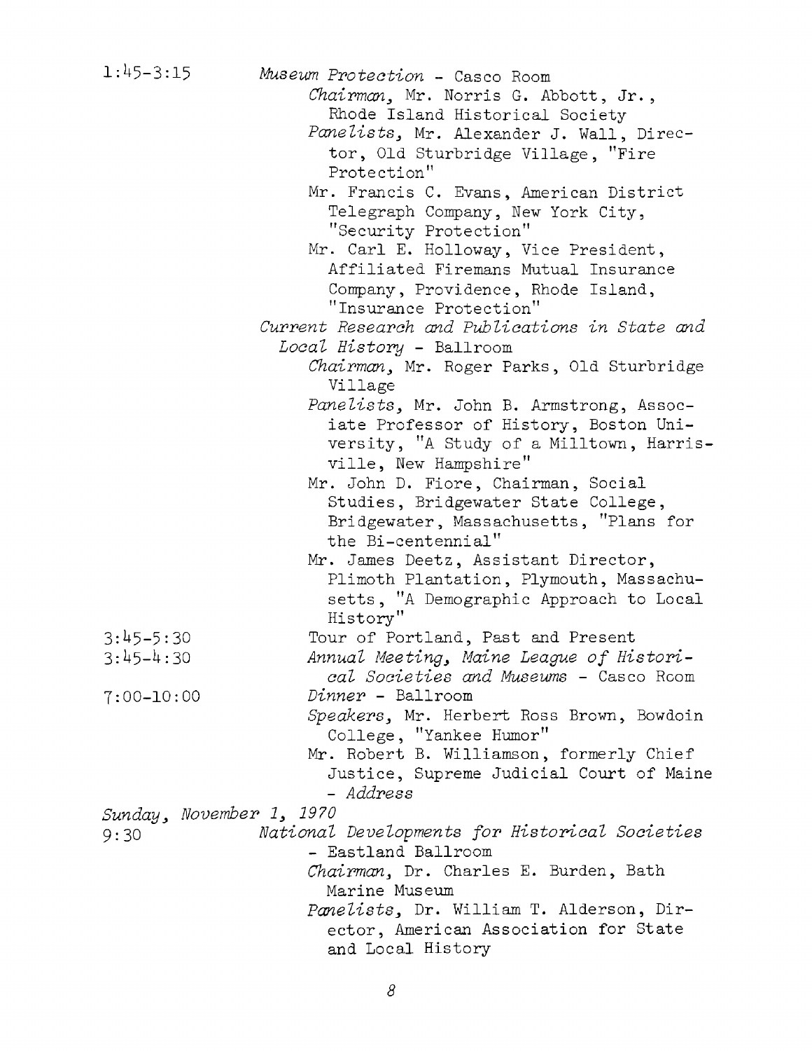1:45-3:15 *Museum Protection* - Casco Room

*Chairman*, Mr. Norris G. Abbott, Jr., Rhode Island Historical Society

*Panelists*, Mr. Alexander J. Wall, Director, Old Sturbridge Village, "Fire Protection"

Mr. Francis C. Evans, American District Telegraph Company, New York City, "Security Protection"

Mr. Carl E. Holloway, Vice President, Affiliated Firemans Mutual Insurance Company, Providence, Rhode Island, "Insurance Protection"

*Current Research and Publications in State and Local History* - Ballroom

*Chairman*, Mr. Roger Parks, Old Sturbridge Village

*Panelists*, Mr. John B. Armstrong, Associate Professor of History, Boston University, "A Study of a Milltown, Harrisville, New Hampshire"

Mr. John D. Fiore, Chairman, Social Studies, Bridgewater State College, Bridgewater, Massachusetts, "Plans for the Bi-centennial"

Mr. James Deetz, Assistant Director, Plimoth Plantation, Plymouth, Massachusetts, "A Demographic Approach to Local History"

3:45-5:30 Tour of Portland, Past and Present

3:45-4:30 *Annual Meeting, Maine League of Historical Societies and Museums* - Casco Room

7:00-10:00 *Dinner* - Ballroom

*Speakers*, Mr. Herbert Ross Brown, Bowdoin College, "Yankee Humor"

Mr. Robert B. Williamson, formerly Chief Justice, Supreme Judicial Court of Maine - *Address*

*Sunday, November 1, 1970*

9:30 *National Developments for Historical Societies* - Eastland Ballroom

*Chairman*, Dr. Charles E. Burden, Bath Marine Museum

*Panelists*, Dr. William T. Alderson, Director, American Association for State and Local History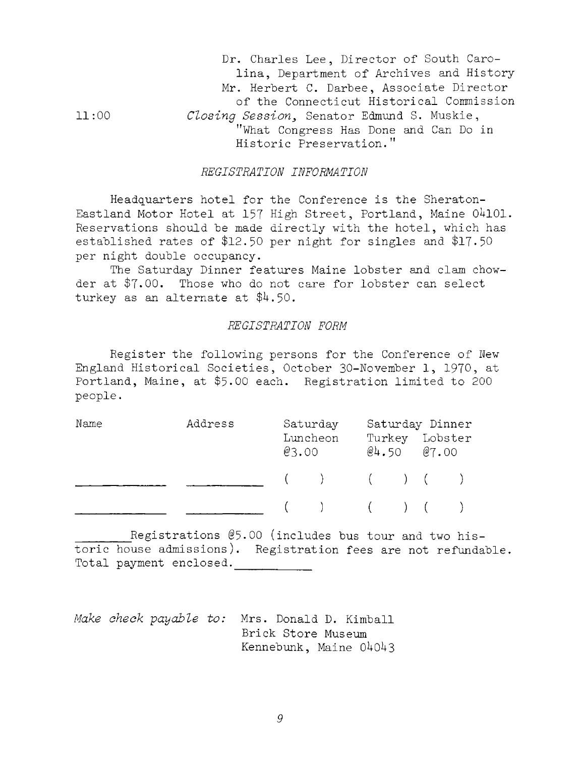Dr. Charles Lee, Director of South Carolina, Department of Archives and History

Mr. Herbert C. Darbee, Associate Director of the Connecticut Historical Commission

11:00 *Closing Session,* Senator Edmund S. Muskie, "What Congress Has Done and Can Do in Historic Preservation."

*REGISTRATION INFORMATION*

Headquarters hotel for the Conference is the Sheraton-Eastland Motor Hotel at 157 High Street, Portland, Maine 04101. Reservations should be made directly with the hotel, which has established rates of $12.50 per night for singles and $17.50 per night double occupancy.

The Saturday Dinner features Maine lobster and clam chowder at $7.00. Those who do not care for lobster can select turkey as an alternate at $4.50.

*REGISTRATION FORM*

Register the following persons for the Conference of New England Historical Societies, October 30-November 1, 1970, at Portland, Maine, at $5.00 each. Registration limited to 200 people.

| Name | Address | Saturday Luncheon @3.00 | Saturday Dinner Turkey @4.50 | Saturday Dinner Lobster @7.00 |
|---|---|---|---|---|
| ____________ | ____________ | (   ) | (   ) | (   ) |
| ____________ | ____________ | (   ) | (   ) | (   ) |

_______Registrations @5.00 (includes bus tour and two historic house admissions). Registration fees are not refundable. Total payment enclosed.__________

*Make check payable to:* Mrs. Donald D. Kimball
Brick Store Museum
Kennebunk, Maine 04043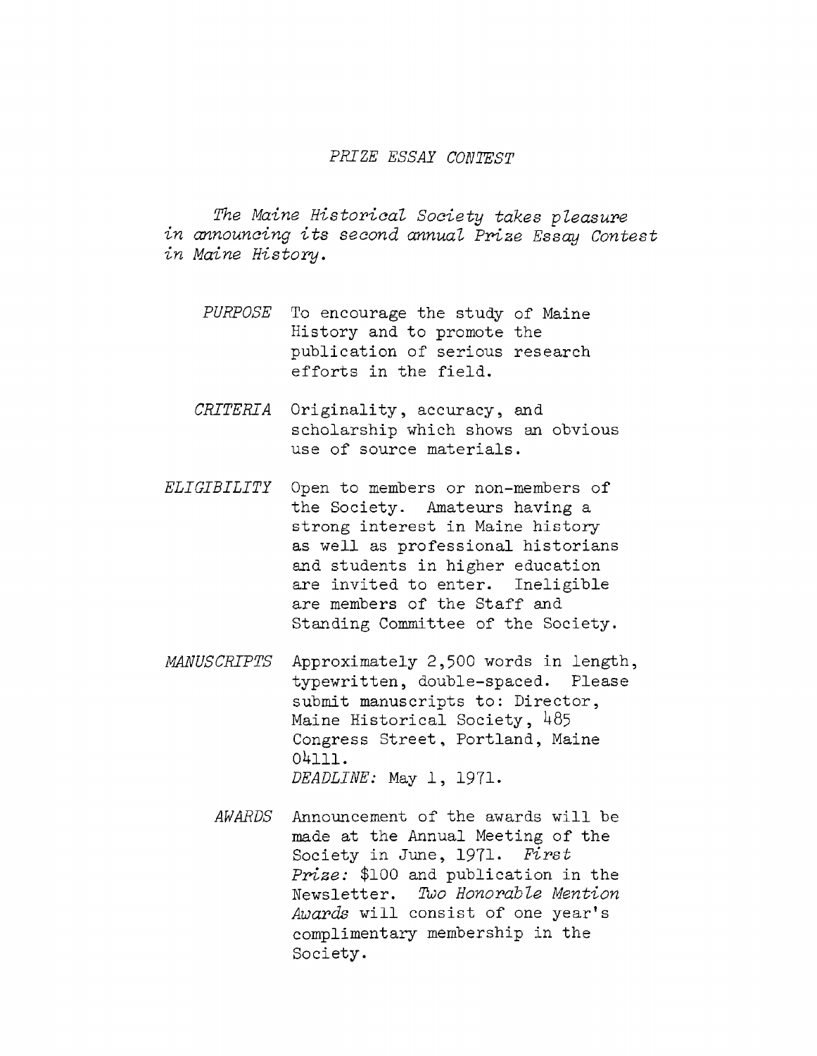## *PRIZE ESSAY CONTEST*

*The Maine Historical Society takes pleasure in announcing its second annual Prize Essay Contest in Maine History.*

*PURPOSE* To encourage the study of Maine History and to promote the publication of serious research efforts in the field.

*CRITERIA* Originality, accuracy, and scholarship which shows an obvious use of source materials.

*ELIGIBILITY* Open to members or non-members of the Society. Amateurs having a strong interest in Maine history as well as professional historians and students in higher education are invited to enter. Ineligible are members of the Staff and Standing Committee of the Society.

*MANUSCRIPTS* Approximately 2,500 words in length, typewritten, double-spaced. Please submit manuscripts to: Director, Maine Historical Society, 485 Congress Street, Portland, Maine 04111.
*DEADLINE:* May 1, 1971.

*AWARDS* Announcement of the awards will be made at the Annual Meeting of the Society in June, 1971. *First Prize:* $100 and publication in the Newsletter. *Two Honorable Mention Awards* will consist of one year's complimentary membership in the Society.